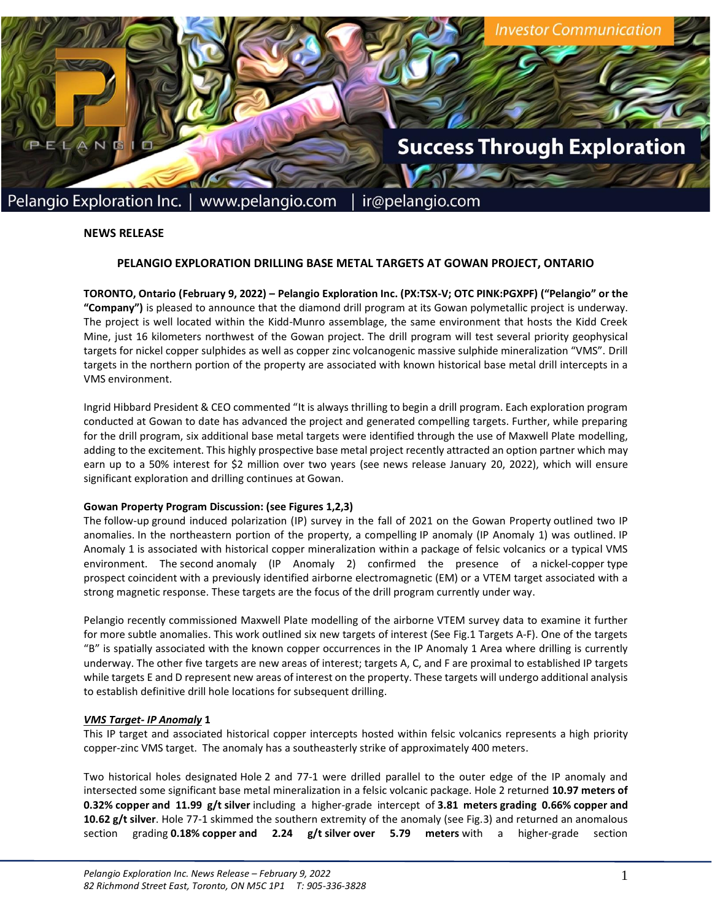Investor Communication

Success Through Exploration

Pelangio Exploration Inc. | www.pelangio.com | ir@pelangio.com

**NEWS RELEASE**

**PELANGIO EXPLORATION DRILLING BASE METAL TARGETS AT GOWAN PROJECT, ONTARIO**

**TORONTO, Ontario (February 9, 2022) – Pelangio Exploration Inc. (PX:TSX-V; OTC PINK:PGXPF) ("Pelangio" or the "Company")** is pleased to announce that the diamond drill program at its Gowan polymetallic project is underway. The project is well located within the Kidd-Munro assemblage, the same environment that hosts the Kidd Creek Mine, just 16 kilometers northwest of the Gowan project. The drill program will test several priority geophysical targets for nickel copper sulphides as well as copper zinc volcanogenic massive sulphide mineralization "VMS". Drill targets in the northern portion of the property are associated with known historical base metal drill intercepts in a VMS environment.

Ingrid Hibbard President & CEO commented "It is always thrilling to begin a drill program. Each exploration program conducted at Gowan to date has advanced the project and generated compelling targets. Further, while preparing for the drill program, six additional base metal targets were identified through the use of Maxwell Plate modelling, adding to the excitement. This highly prospective base metal project recently attracted an option partner which may earn up to a 50% interest for $2 million over two years (see news release January 20, 2022), which will ensure significant exploration and drilling continues at Gowan.

**Gowan Property Program Discussion: (see Figures 1,2,3)**

The follow-up ground induced polarization (IP) survey in the fall of 2021 on the Gowan Property outlined two IP anomalies. In the northeastern portion of the property, a compelling IP anomaly (IP Anomaly 1) was outlined. IP Anomaly 1 is associated with historical copper mineralization within a package of felsic volcanics or a typical VMS environment. The second anomaly (IP Anomaly 2) confirmed the presence of a nickel-copper type prospect coincident with a previously identified airborne electromagnetic (EM) or a VTEM target associated with a strong magnetic response. These targets are the focus of the drill program currently under way.

Pelangio recently commissioned Maxwell Plate modelling of the airborne VTEM survey data to examine it further for more subtle anomalies. This work outlined six new targets of interest (See Fig.1 Targets A-F). One of the targets "B" is spatially associated with the known copper occurrences in the IP Anomaly 1 Area where drilling is currently underway. The other five targets are new areas of interest; targets A, C, and F are proximal to established IP targets while targets E and D represent new areas of interest on the property. These targets will undergo additional analysis to establish definitive drill hole locations for subsequent drilling.

***VMS Target- IP Anomaly* 1**

This IP target and associated historical copper intercepts hosted within felsic volcanics represents a high priority copper-zinc VMS target. The anomaly has a southeasterly strike of approximately 400 meters.

Two historical holes designated Hole 2 and 77-1 were drilled parallel to the outer edge of the IP anomaly and intersected some significant base metal mineralization in a felsic volcanic package. Hole 2 returned **10.97 meters of 0.32% copper and 11.99 g/t silver** including a higher-grade intercept of **3.81 meters grading 0.66% copper and 10.62 g/t silver**. Hole 77-1 skimmed the southern extremity of the anomaly (see Fig.3) and returned an anomalous section grading **0.18% copper and 2.24 g/t silver over 5.79 meters** with a higher-grade section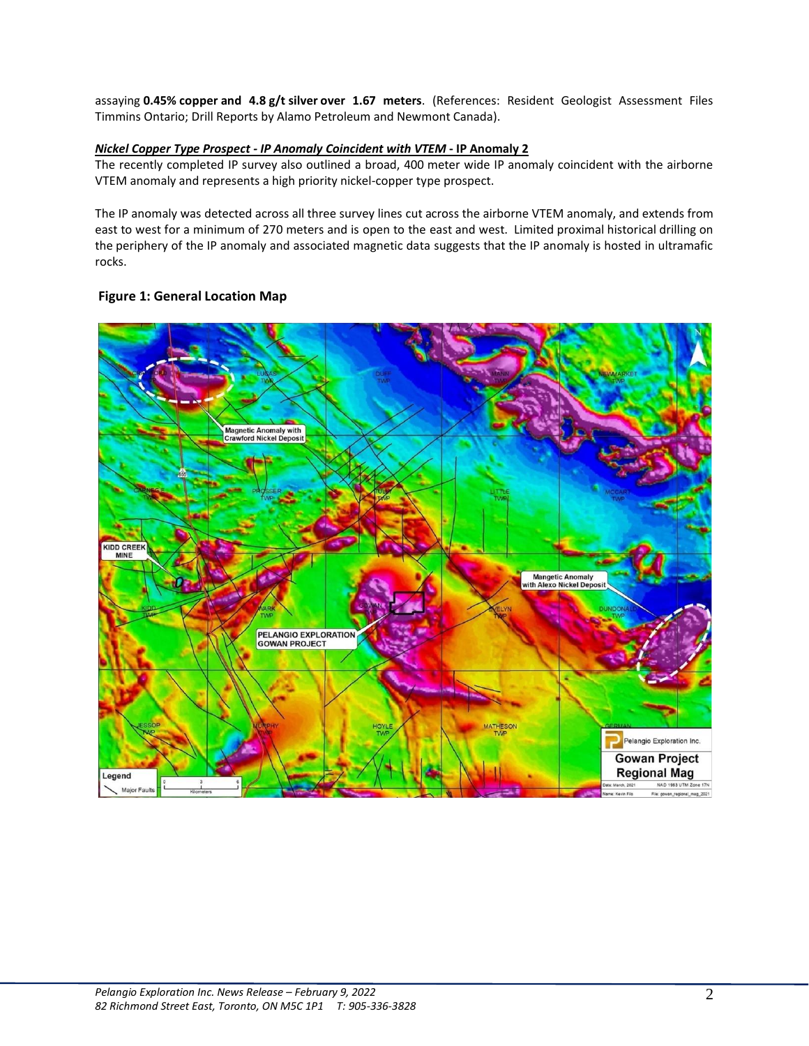assaying **0.45% copper and 4.8 g/t silver over 1.67 meters**. (References: Resident Geologist Assessment Files Timmins Ontario; Drill Reports by Alamo Petroleum and Newmont Canada).

***Nickel Copper Type Prospect - IP Anomaly Coincident with VTEM* - IP Anomaly 2**

The recently completed IP survey also outlined a broad, 400 meter wide IP anomaly coincident with the airborne VTEM anomaly and represents a high priority nickel-copper type prospect.

The IP anomaly was detected across all three survey lines cut across the airborne VTEM anomaly, and extends from east to west for a minimum of 270 meters and is open to the east and west. Limited proximal historical drilling on the periphery of the IP anomaly and associated magnetic data suggests that the IP anomaly is hosted in ultramafic rocks.

**Figure 1: General Location Map**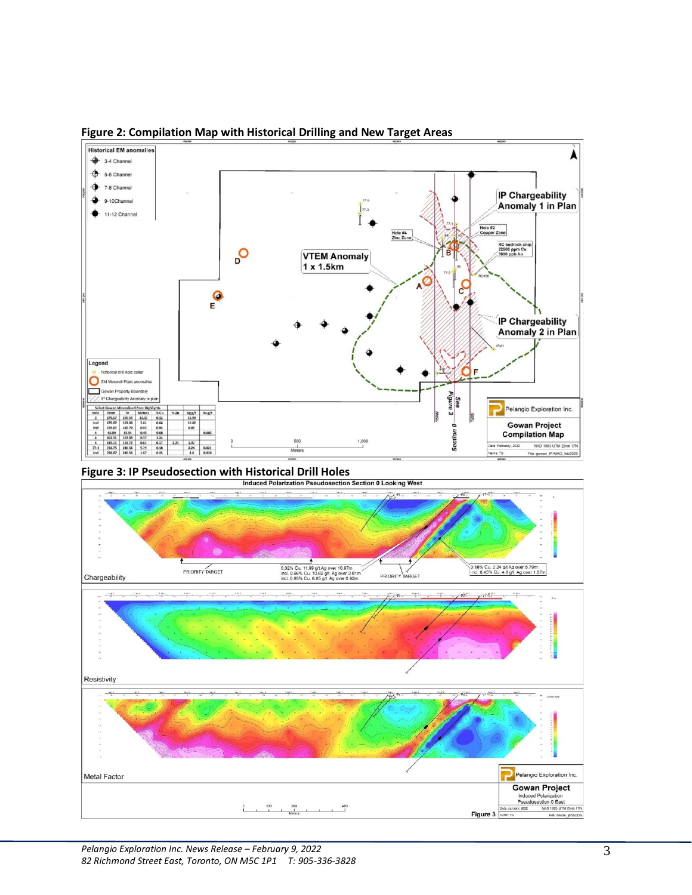**Figure 2: Compilation Map with Historical Drilling and New Target Areas**

**Figure 3: IP Pseudosection with Historical Drill Holes**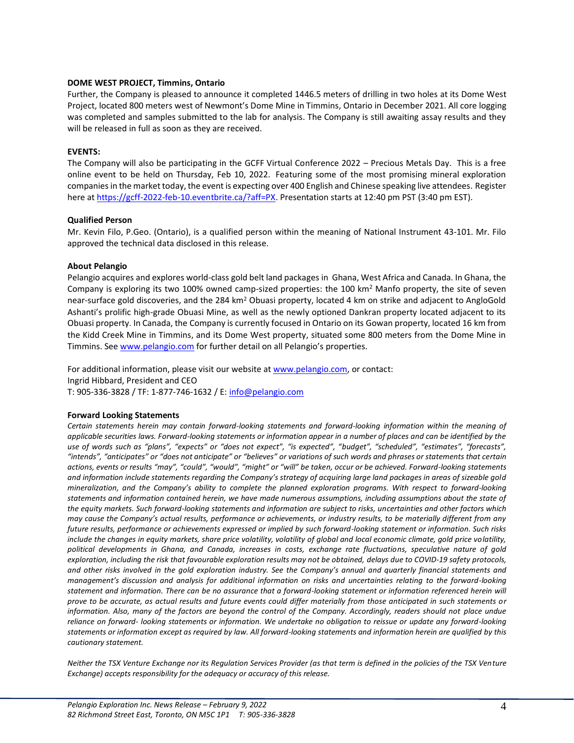**DOME WEST PROJECT, Timmins, Ontario**

Further, the Company is pleased to announce it completed 1446.5 meters of drilling in two holes at its Dome West Project, located 800 meters west of Newmont's Dome Mine in Timmins, Ontario in December 2021. All core logging was completed and samples submitted to the lab for analysis. The Company is still awaiting assay results and they will be released in full as soon as they are received.

**EVENTS:**

The Company will also be participating in the GCFF Virtual Conference 2022 – Precious Metals Day. This is a free online event to be held on Thursday, Feb 10, 2022. Featuring some of the most promising mineral exploration companies in the market today, the event is expecting over 400 English and Chinese speaking live attendees. Register here at https://gcff-2022-feb-10.eventbrite.ca/?aff=PX. Presentation starts at 12:40 pm PST (3:40 pm EST).

**Qualified Person**

Mr. Kevin Filo, P.Geo. (Ontario), is a qualified person within the meaning of National Instrument 43-101. Mr. Filo approved the technical data disclosed in this release.

**About Pelangio**

Pelangio acquires and explores world-class gold belt land packages in Ghana, West Africa and Canada. In Ghana, the Company is exploring its two 100% owned camp-sized properties: the 100 km$^2$ Manfo property, the site of seven near-surface gold discoveries, and the 284 km$^2$ Obuasi property, located 4 km on strike and adjacent to AngloGold Ashanti's prolific high-grade Obuasi Mine, as well as the newly optioned Dankran property located adjacent to its Obuasi property. In Canada, the Company is currently focused in Ontario on its Gowan property, located 16 km from the Kidd Creek Mine in Timmins, and its Dome West property, situated some 800 meters from the Dome Mine in Timmins. See www.pelangio.com for further detail on all Pelangio's properties.

For additional information, please visit our website at www.pelangio.com, or contact:
Ingrid Hibbard, President and CEO
T: 905-336-3828 / TF: 1-877-746-1632 / E: info@pelangio.com

**Forward Looking Statements**

*Certain statements herein may contain forward-looking statements and forward-looking information within the meaning of applicable securities laws. Forward-looking statements or information appear in a number of places and can be identified by the use of words such as "plans", "expects" or "does not expect", "is expected", "budget", "scheduled", "estimates", "forecasts", "intends", "anticipates" or "does not anticipate" or "believes" or variations of such words and phrases or statements that certain actions, events or results "may", "could", "would", "might" or "will" be taken, occur or be achieved. Forward-looking statements and information include statements regarding the Company's strategy of acquiring large land packages in areas of sizeable gold mineralization, and the Company's ability to complete the planned exploration programs. With respect to forward-looking statements and information contained herein, we have made numerous assumptions, including assumptions about the state of the equity markets. Such forward-looking statements and information are subject to risks, uncertainties and other factors which may cause the Company's actual results, performance or achievements, or industry results, to be materially different from any future results, performance or achievements expressed or implied by such forward-looking statement or information. Such risks include the changes in equity markets, share price volatility, volatility of global and local economic climate, gold price volatility, political developments in Ghana, and Canada, increases in costs, exchange rate fluctuations, speculative nature of gold exploration, including the risk that favourable exploration results may not be obtained, delays due to COVID-19 safety protocols, and other risks involved in the gold exploration industry. See the Company's annual and quarterly financial statements and management's discussion and analysis for additional information on risks and uncertainties relating to the forward-looking statement and information. There can be no assurance that a forward-looking statement or information referenced herein will prove to be accurate, as actual results and future events could differ materially from those anticipated in such statements or information. Also, many of the factors are beyond the control of the Company. Accordingly, readers should not place undue reliance on forward- looking statements or information. We undertake no obligation to reissue or update any forward-looking statements or information except as required by law. All forward-looking statements and information herein are qualified by this cautionary statement.*

*Neither the TSX Venture Exchange nor its Regulation Services Provider (as that term is defined in the policies of the TSX Venture Exchange) accepts responsibility for the adequacy or accuracy of this release.*